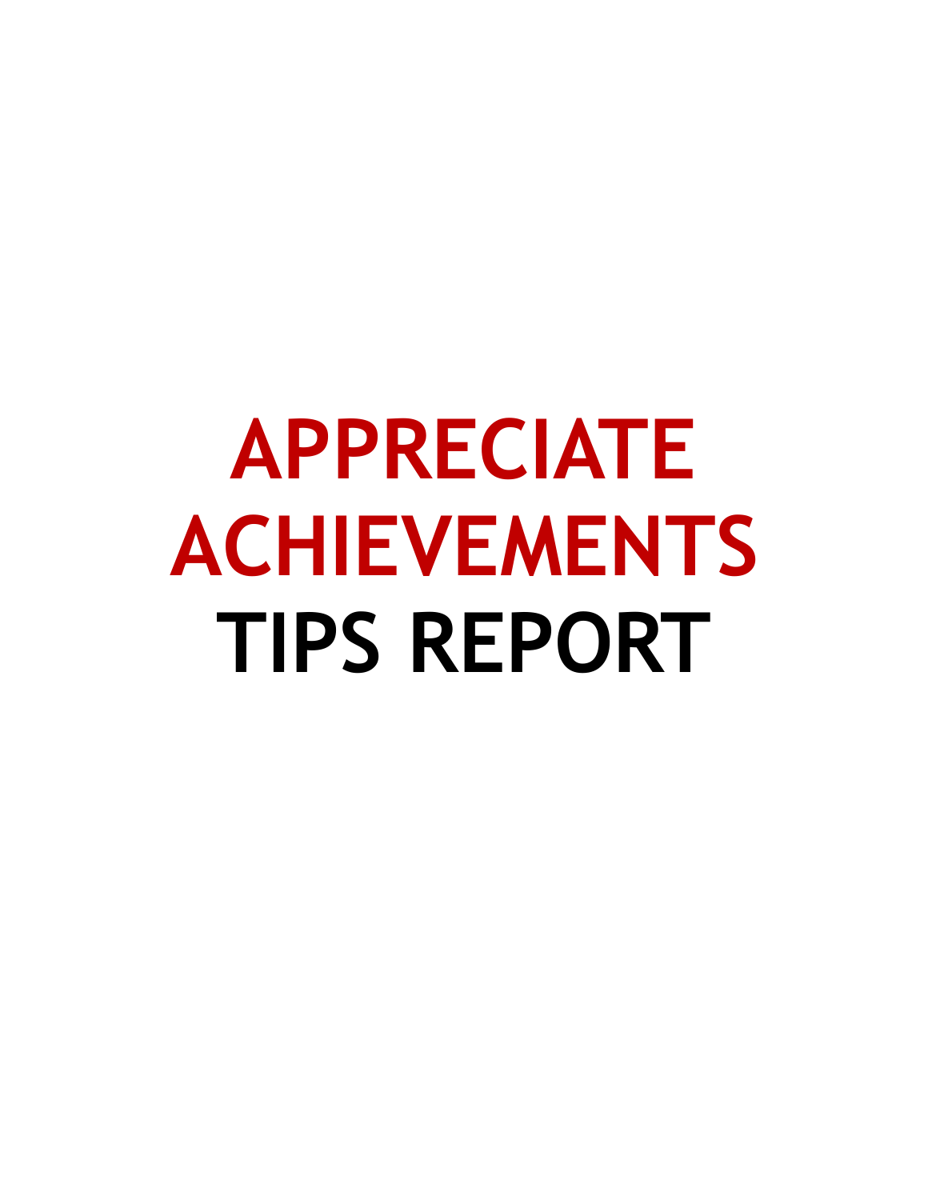# APPRECIATE ACHIEVEMENTS TIPS REPORT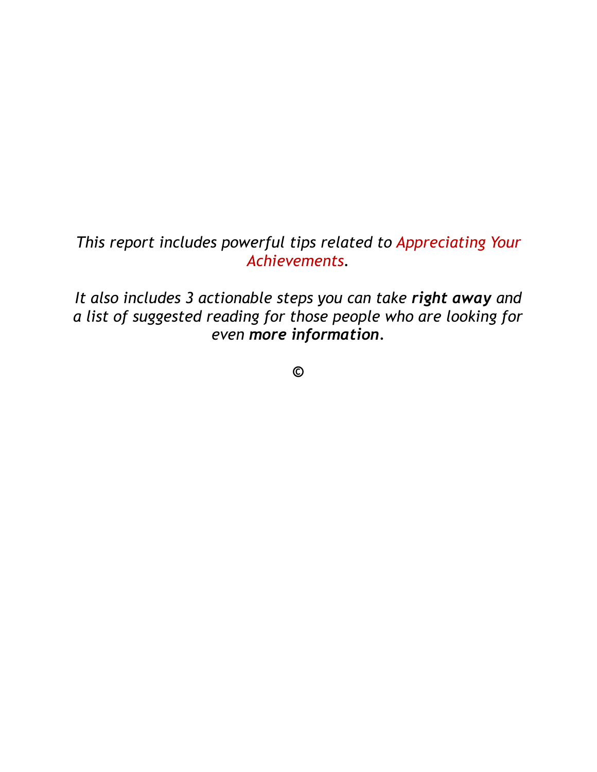*This report includes powerful tips related to Appreciating Your Achievements.*

*It also includes 3 actionable steps you can take **right away** and a list of suggested reading for those people who are looking for even **more information**.*

**©**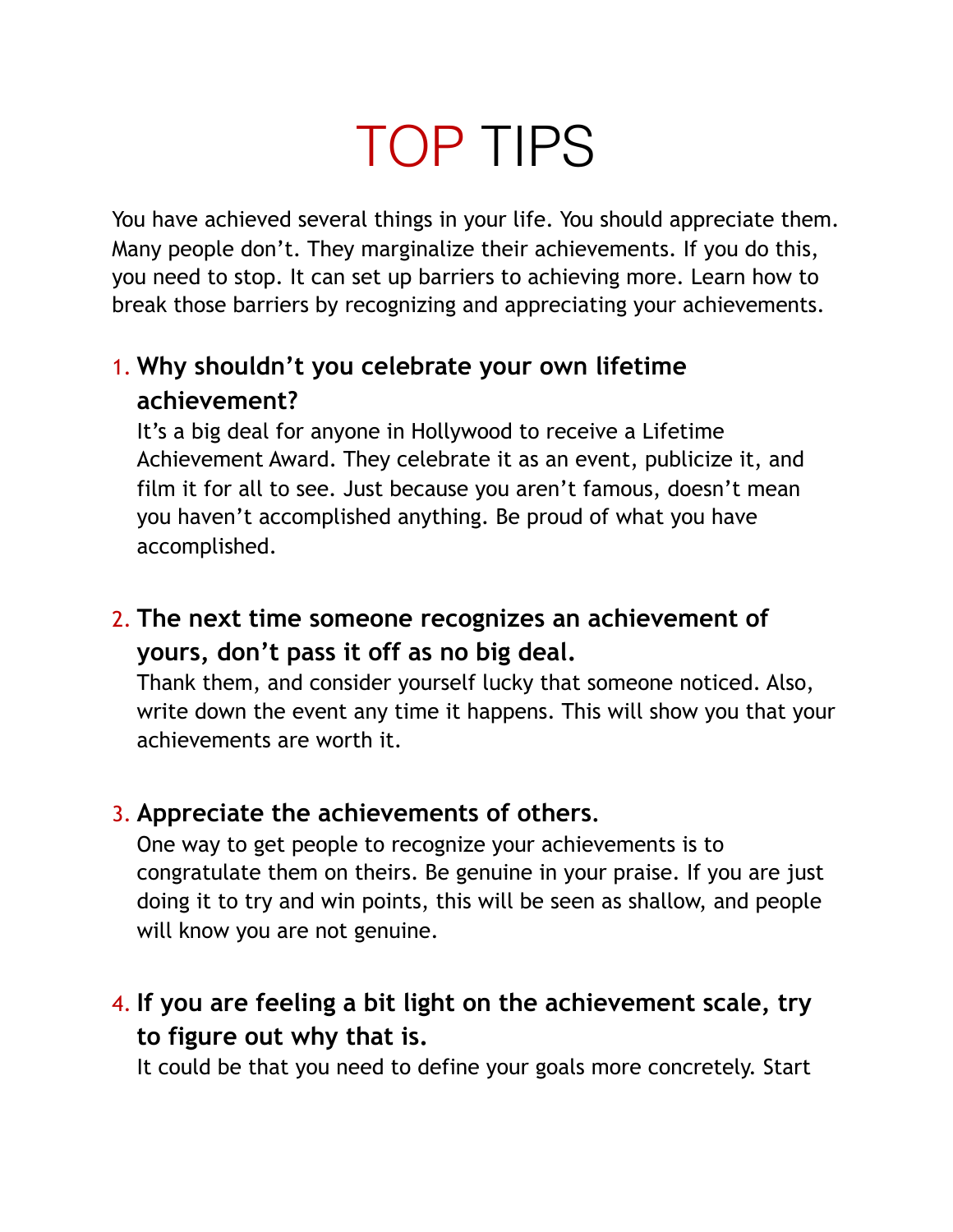# TOP TIPS

You have achieved several things in your life. You should appreciate them. Many people don't. They marginalize their achievements. If you do this, you need to stop. It can set up barriers to achieving more. Learn how to break those barriers by recognizing and appreciating your achievements.

1. **Why shouldn't you celebrate your own lifetime achievement?**
   It's a big deal for anyone in Hollywood to receive a Lifetime Achievement Award. They celebrate it as an event, publicize it, and film it for all to see. Just because you aren't famous, doesn't mean you haven't accomplished anything. Be proud of what you have accomplished.

2. **The next time someone recognizes an achievement of yours, don't pass it off as no big deal.**
   Thank them, and consider yourself lucky that someone noticed. Also, write down the event any time it happens. This will show you that your achievements are worth it.

3. **Appreciate the achievements of others.**
   One way to get people to recognize your achievements is to congratulate them on theirs. Be genuine in your praise. If you are just doing it to try and win points, this will be seen as shallow, and people will know you are not genuine.

4. **If you are feeling a bit light on the achievement scale, try to figure out why that is.**
   It could be that you need to define your goals more concretely. Start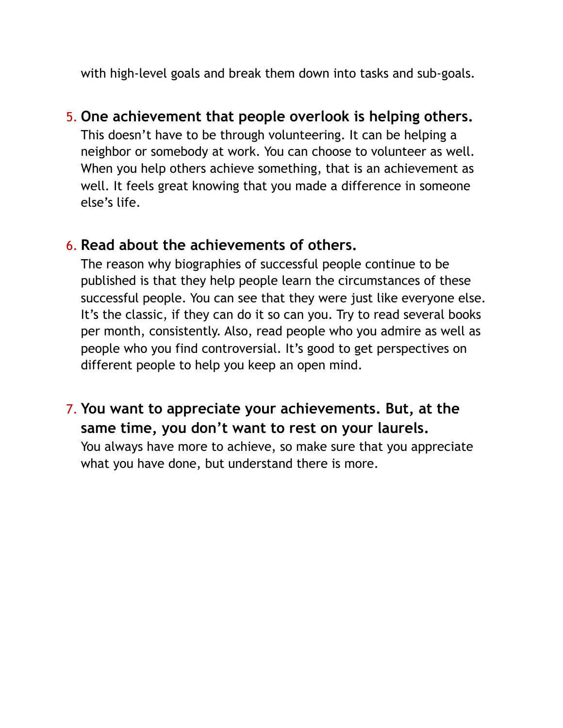with high-level goals and break them down into tasks and sub-goals.

5. **One achievement that people overlook is helping others.**
   This doesn't have to be through volunteering. It can be helping a neighbor or somebody at work. You can choose to volunteer as well. When you help others achieve something, that is an achievement as well. It feels great knowing that you made a difference in someone else's life.

6. **Read about the achievements of others.**
   The reason why biographies of successful people continue to be published is that they help people learn the circumstances of these successful people. You can see that they were just like everyone else. It's the classic, if they can do it so can you. Try to read several books per month, consistently. Also, read people who you admire as well as people who you find controversial. It's good to get perspectives on different people to help you keep an open mind.

7. **You want to appreciate your achievements. But, at the same time, you don't want to rest on your laurels.**
   You always have more to achieve, so make sure that you appreciate what you have done, but understand there is more.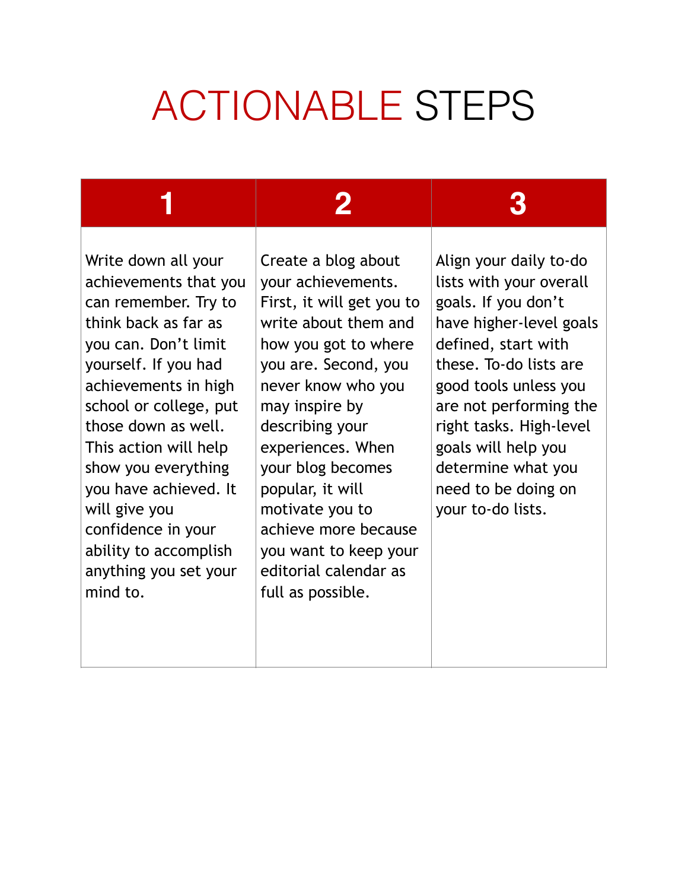# ACTIONABLE STEPS

| 1 | 2 | 3 |
|---|---|---|
| Write down all your achievements that you can remember. Try to think back as far as you can. Don't limit yourself. If you had achievements in high school or college, put those down as well. This action will help show you everything you have achieved. It will give you confidence in your ability to accomplish anything you set your mind to. | Create a blog about your achievements. First, it will get you to write about them and how you got to where you are. Second, you never know who you may inspire by describing your experiences. When your blog becomes popular, it will motivate you to achieve more because you want to keep your editorial calendar as full as possible. | Align your daily to-do lists with your overall goals. If you don't have higher-level goals defined, start with these. To-do lists are good tools unless you are not performing the right tasks. High-level goals will help you determine what you need to be doing on your to-do lists. |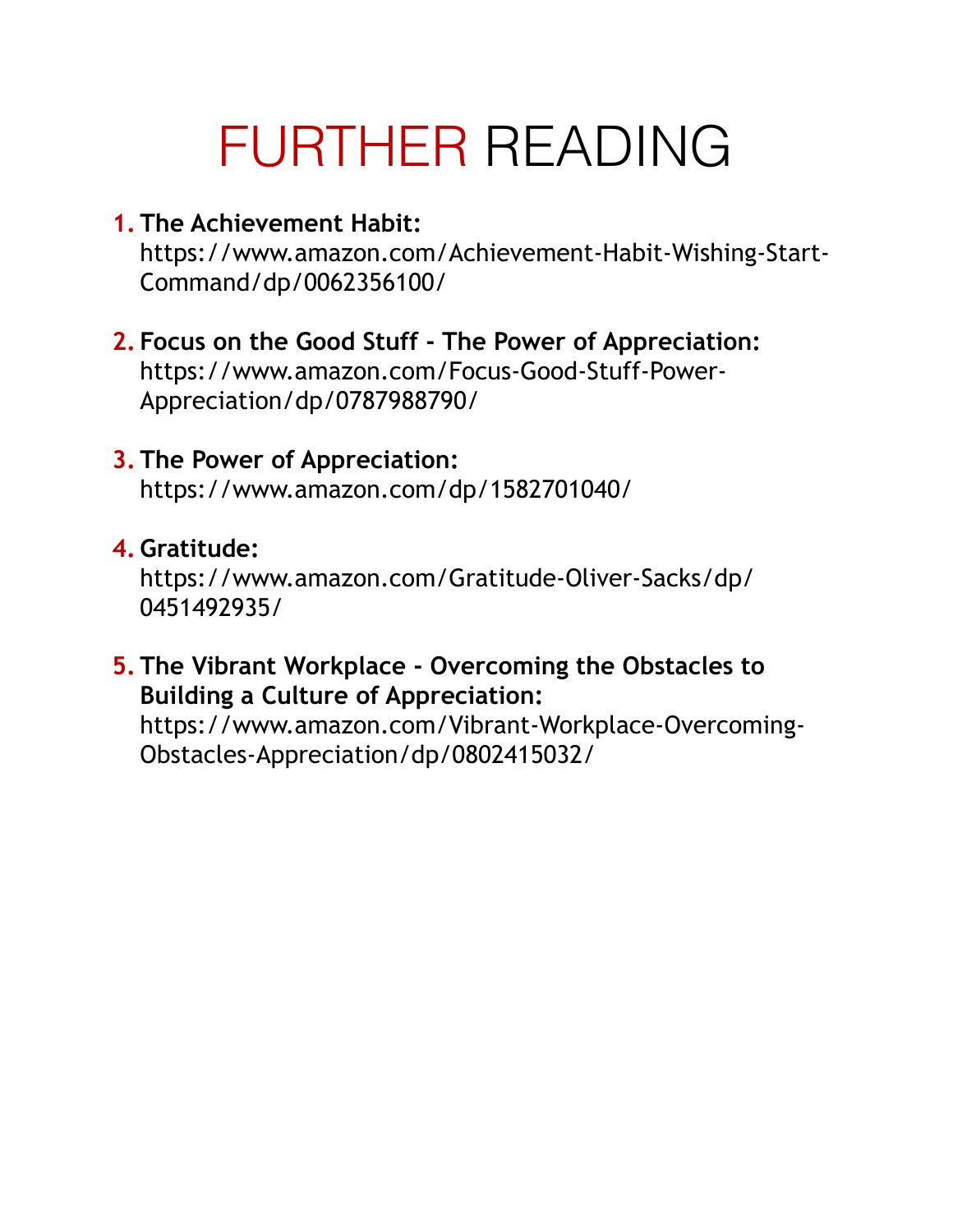# FURTHER READING

1. **The Achievement Habit:**
   https://www.amazon.com/Achievement-Habit-Wishing-Start-Command/dp/0062356100/

2. **Focus on the Good Stuff - The Power of Appreciation:**
   https://www.amazon.com/Focus-Good-Stuff-Power-Appreciation/dp/0787988790/

3. **The Power of Appreciation:**
   https://www.amazon.com/dp/1582701040/

4. **Gratitude:**
   https://www.amazon.com/Gratitude-Oliver-Sacks/dp/0451492935/

5. **The Vibrant Workplace - Overcoming the Obstacles to Building a Culture of Appreciation:**
   https://www.amazon.com/Vibrant-Workplace-Overcoming-Obstacles-Appreciation/dp/0802415032/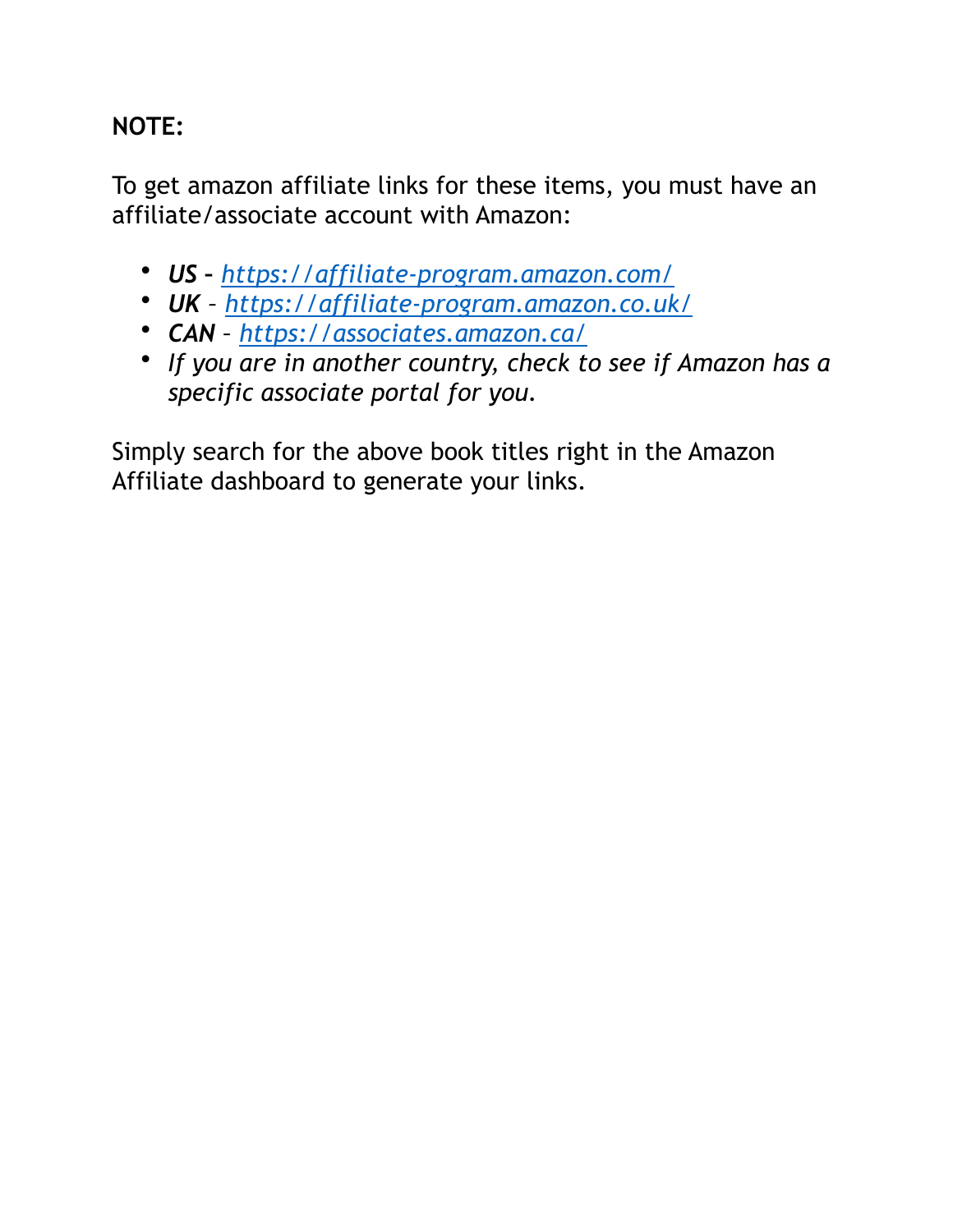**NOTE:**

To get amazon affiliate links for these items, you must have an affiliate/associate account with Amazon:

- ***US –*** *[https://affiliate-program.amazon.com/](https://affiliate-program.amazon.com/)*
- ***UK*** – *[https://affiliate-program.amazon.co.uk/](https://affiliate-program.amazon.co.uk/)*
- ***CAN*** – *[https://associates.amazon.ca/](https://associates.amazon.ca/)*
- *If you are in another country, check to see if Amazon has a specific associate portal for you.*

Simply search for the above book titles right in the Amazon Affiliate dashboard to generate your links.